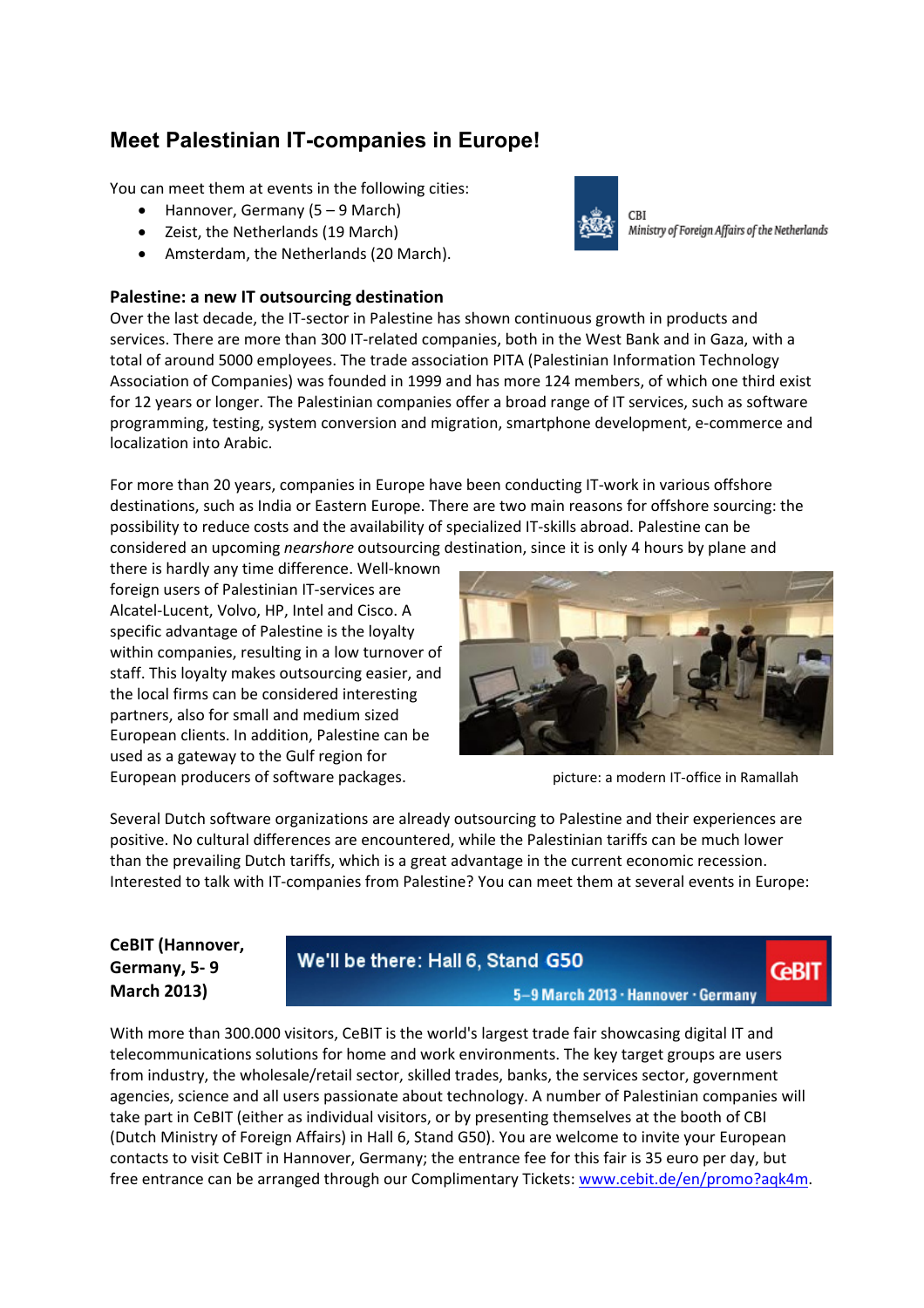# Meet Palestinian IT-companies in Europe!

You can meet them at events in the following cities:

- Hannover, Germany (5 – 9 March)
- Zeist, the Netherlands (19 March)
- Amsterdam, the Netherlands (20 March).

CBI
*Ministry of Foreign Affairs of the Netherlands*

## Palestine: a new IT outsourcing destination

Over the last decade, the IT-sector in Palestine has shown continuous growth in products and services. There are more than 300 IT-related companies, both in the West Bank and in Gaza, with a total of around 5000 employees. The trade association PITA (Palestinian Information Technology Association of Companies) was founded in 1999 and has more 124 members, of which one third exist for 12 years or longer. The Palestinian companies offer a broad range of IT services, such as software programming, testing, system conversion and migration, smartphone development, e-commerce and localization into Arabic.

For more than 20 years, companies in Europe have been conducting IT-work in various offshore destinations, such as India or Eastern Europe. There are two main reasons for offshore sourcing: the possibility to reduce costs and the availability of specialized IT-skills abroad. Palestine can be considered an upcoming *nearshore* outsourcing destination, since it is only 4 hours by plane and there is hardly any time difference. Well-known foreign users of Palestinian IT-services are Alcatel-Lucent, Volvo, HP, Intel and Cisco. A specific advantage of Palestine is the loyalty within companies, resulting in a low turnover of staff. This loyalty makes outsourcing easier, and the local firms can be considered interesting partners, also for small and medium sized European clients. In addition, Palestine can be used as a gateway to the Gulf region for European producers of software packages.

picture: a modern IT-office in Ramallah

Several Dutch software organizations are already outsourcing to Palestine and their experiences are positive. No cultural differences are encountered, while the Palestinian tariffs can be much lower than the prevailing Dutch tariffs, which is a great advantage in the current economic recession. Interested to talk with IT-companies from Palestine? You can meet them at several events in Europe:

**CeBIT (Hannover, Germany, 5- 9 March 2013)**

We'll be there: Hall 6, Stand G50
5–9 March 2013 · Hannover · Germany
CeBIT

With more than 300.000 visitors, CeBIT is the world's largest trade fair showcasing digital IT and telecommunications solutions for home and work environments. The key target groups are users from industry, the wholesale/retail sector, skilled trades, banks, the services sector, government agencies, science and all users passionate about technology. A number of Palestinian companies will take part in CeBIT (either as individual visitors, or by presenting themselves at the booth of CBI (Dutch Ministry of Foreign Affairs) in Hall 6, Stand G50). You are welcome to invite your European contacts to visit CeBIT in Hannover, Germany; the entrance fee for this fair is 35 euro per day, but free entrance can be arranged through our Complimentary Tickets: www.cebit.de/en/promo?aqk4m.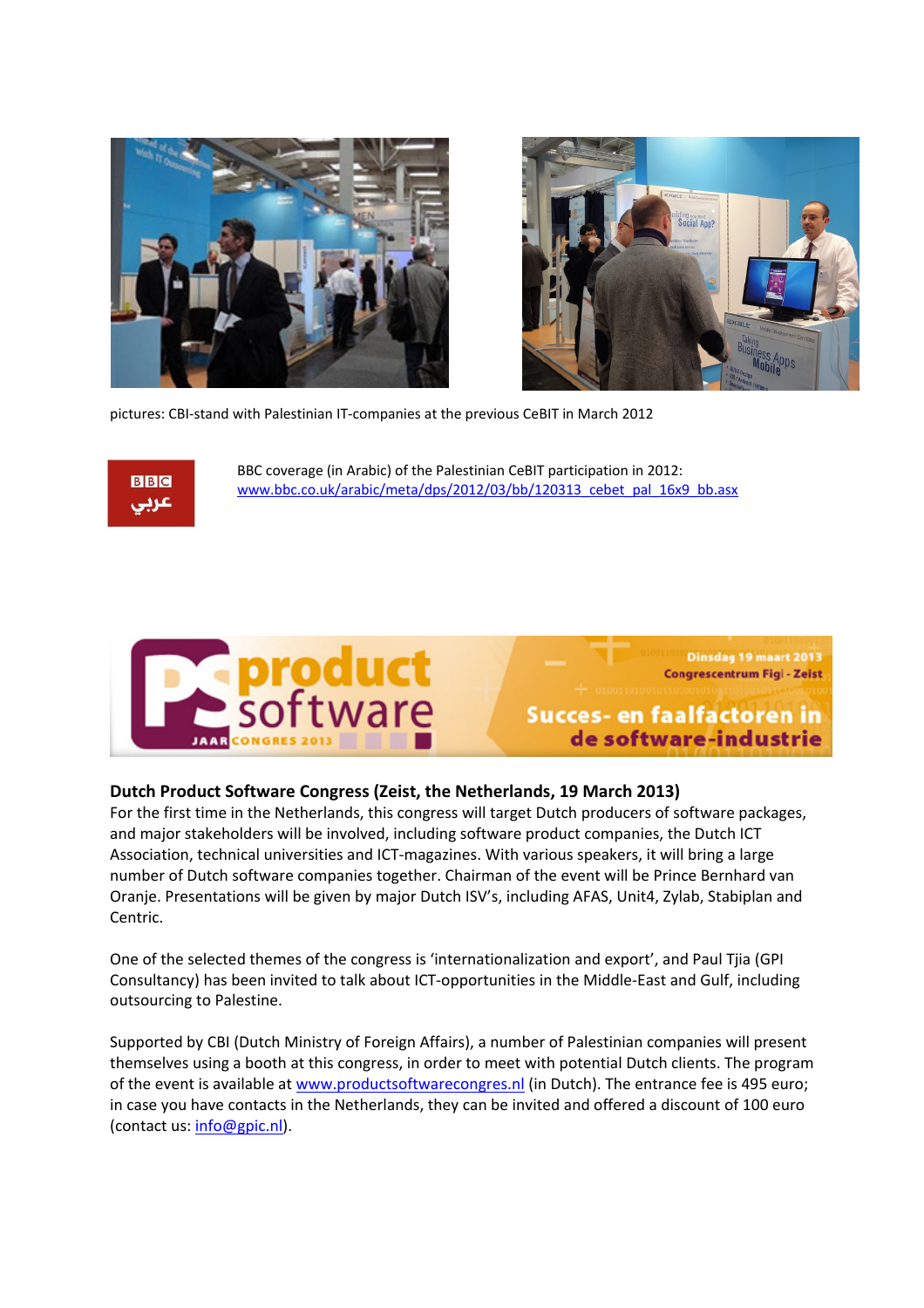pictures: CBI-stand with Palestinian IT-companies at the previous CeBIT in March 2012

BBC coverage (in Arabic) of the Palestinian CeBIT participation in 2012:
www.bbc.co.uk/arabic/meta/dps/2012/03/bb/120313_cebet_pal_16x9_bb.asx

**Dutch Product Software Congress (Zeist, the Netherlands, 19 March 2013)**

For the first time in the Netherlands, this congress will target Dutch producers of software packages, and major stakeholders will be involved, including software product companies, the Dutch ICT Association, technical universities and ICT-magazines. With various speakers, it will bring a large number of Dutch software companies together. Chairman of the event will be Prince Bernhard van Oranje. Presentations will be given by major Dutch ISV's, including AFAS, Unit4, Zylab, Stabiplan and Centric.

One of the selected themes of the congress is 'internationalization and export', and Paul Tjia (GPI Consultancy) has been invited to talk about ICT-opportunities in the Middle-East and Gulf, including outsourcing to Palestine.

Supported by CBI (Dutch Ministry of Foreign Affairs), a number of Palestinian companies will present themselves using a booth at this congress, in order to meet with potential Dutch clients. The program of the event is available at www.productsoftwarecongres.nl (in Dutch). The entrance fee is 495 euro; in case you have contacts in the Netherlands, they can be invited and offered a discount of 100 euro (contact us: info@gpic.nl).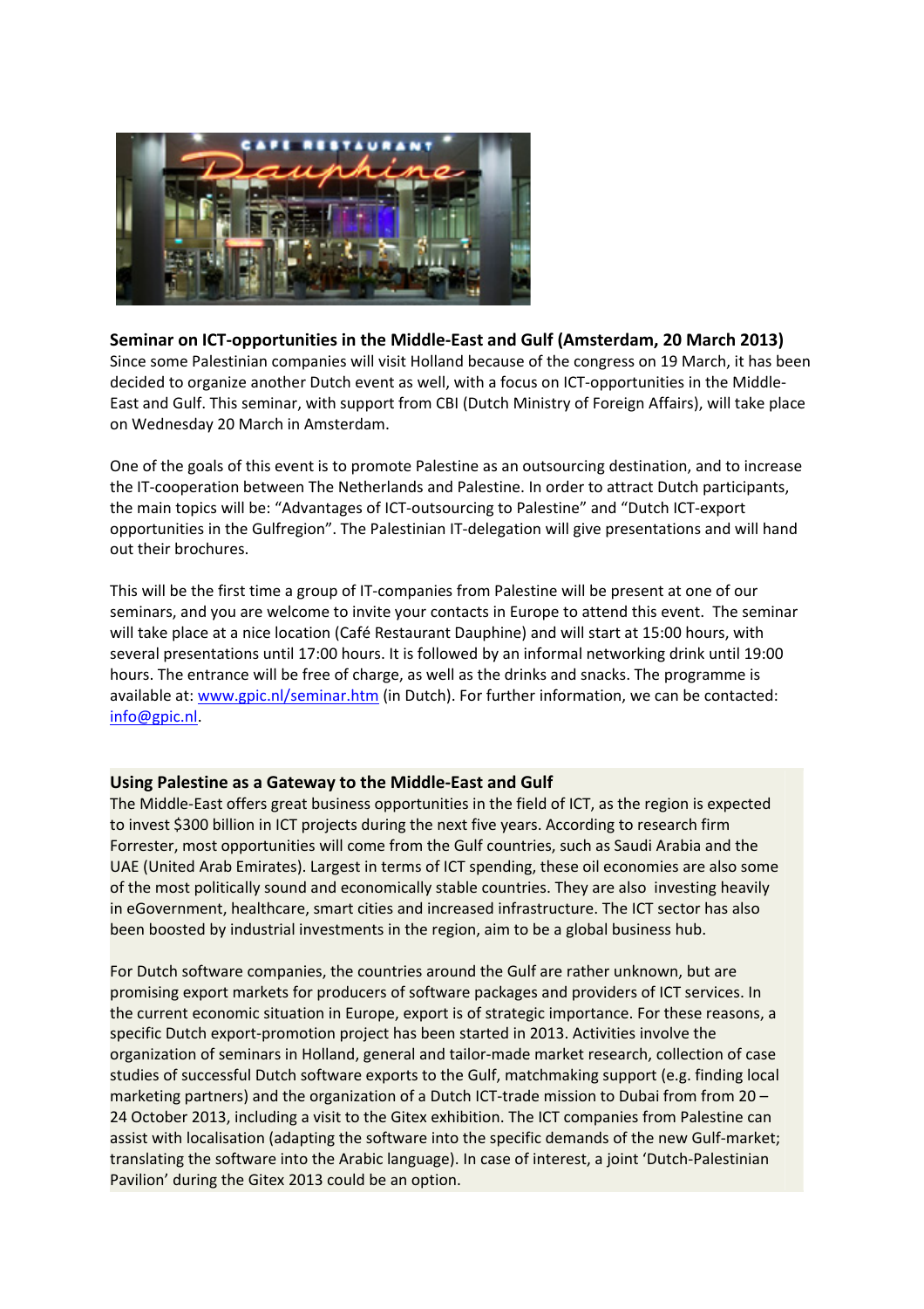### Seminar on ICT-opportunities in the Middle-East and Gulf (Amsterdam, 20 March 2013)

Since some Palestinian companies will visit Holland because of the congress on 19 March, it has been decided to organize another Dutch event as well, with a focus on ICT-opportunities in the Middle-East and Gulf. This seminar, with support from CBI (Dutch Ministry of Foreign Affairs), will take place on Wednesday 20 March in Amsterdam.

One of the goals of this event is to promote Palestine as an outsourcing destination, and to increase the IT-cooperation between The Netherlands and Palestine. In order to attract Dutch participants, the main topics will be: "Advantages of ICT-outsourcing to Palestine" and "Dutch ICT-export opportunities in the Gulfregion". The Palestinian IT-delegation will give presentations and will hand out their brochures.

This will be the first time a group of IT-companies from Palestine will be present at one of our seminars, and you are welcome to invite your contacts in Europe to attend this event. The seminar will take place at a nice location (Café Restaurant Dauphine) and will start at 15:00 hours, with several presentations until 17:00 hours. It is followed by an informal networking drink until 19:00 hours. The entrance will be free of charge, as well as the drinks and snacks. The programme is available at: [www.gpic.nl/seminar.htm](www.gpic.nl/seminar.htm) (in Dutch). For further information, we can be contacted: [info@gpic.nl](mailto:info@gpic.nl).

### Using Palestine as a Gateway to the Middle-East and Gulf

The Middle-East offers great business opportunities in the field of ICT, as the region is expected to invest $300 billion in ICT projects during the next five years. According to research firm Forrester, most opportunities will come from the Gulf countries, such as Saudi Arabia and the UAE (United Arab Emirates). Largest in terms of ICT spending, these oil economies are also some of the most politically sound and economically stable countries. They are also investing heavily in eGovernment, healthcare, smart cities and increased infrastructure. The ICT sector has also been boosted by industrial investments in the region, aim to be a global business hub.

For Dutch software companies, the countries around the Gulf are rather unknown, but are promising export markets for producers of software packages and providers of ICT services. In the current economic situation in Europe, export is of strategic importance. For these reasons, a specific Dutch export-promotion project has been started in 2013. Activities involve the organization of seminars in Holland, general and tailor-made market research, collection of case studies of successful Dutch software exports to the Gulf, matchmaking support (e.g. finding local marketing partners) and the organization of a Dutch ICT-trade mission to Dubai from from 20 – 24 October 2013, including a visit to the Gitex exhibition. The ICT companies from Palestine can assist with localisation (adapting the software into the specific demands of the new Gulf-market; translating the software into the Arabic language). In case of interest, a joint 'Dutch-Palestinian Pavilion' during the Gitex 2013 could be an option.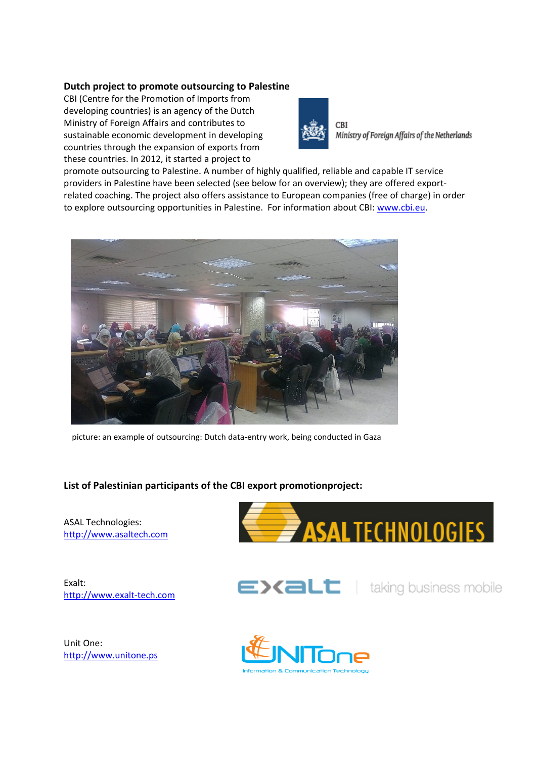**Dutch project to promote outsourcing to Palestine**

CBI (Centre for the Promotion of Imports from developing countries) is an agency of the Dutch Ministry of Foreign Affairs and contributes to sustainable economic development in developing countries through the expansion of exports from these countries. In 2012, it started a project to promote outsourcing to Palestine. A number of highly qualified, reliable and capable IT service providers in Palestine have been selected (see below for an overview); they are offered export-related coaching. The project also offers assistance to European companies (free of charge) in order to explore outsourcing opportunities in Palestine. For information about CBI: [www.cbi.eu](http://www.cbi.eu).

picture: an example of outsourcing: Dutch data-entry work, being conducted in Gaza

**List of Palestinian participants of the CBI export promotionproject:**

ASAL Technologies:
[http://www.asaltech.com](http://www.asaltech.com)

Exalt:
[http://www.exalt-tech.com](http://www.exalt-tech.com)

Unit One:
[http://www.unitone.ps](http://www.unitone.ps)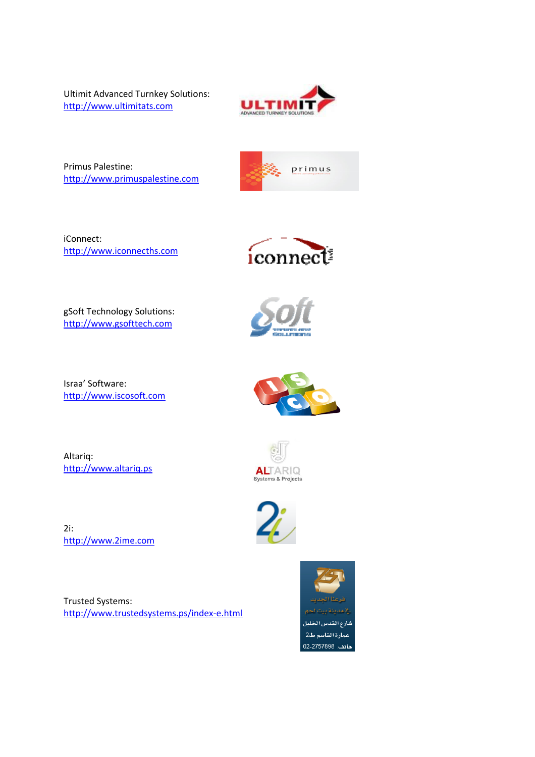Ultimit Advanced Turnkey Solutions:
http://www.ultimitats.com

Primus Palestine:
http://www.primuspalestine.com

iConnect:
http://www.iconnecths.com

gSoft Technology Solutions:
http://www.gsofttech.com

Israa' Software:
http://www.iscosoft.com

Altariq:
http://www.altariq.ps

2i:
http://www.2ime.com

Trusted Systems:
http://www.trustedsystems.ps/index-e.html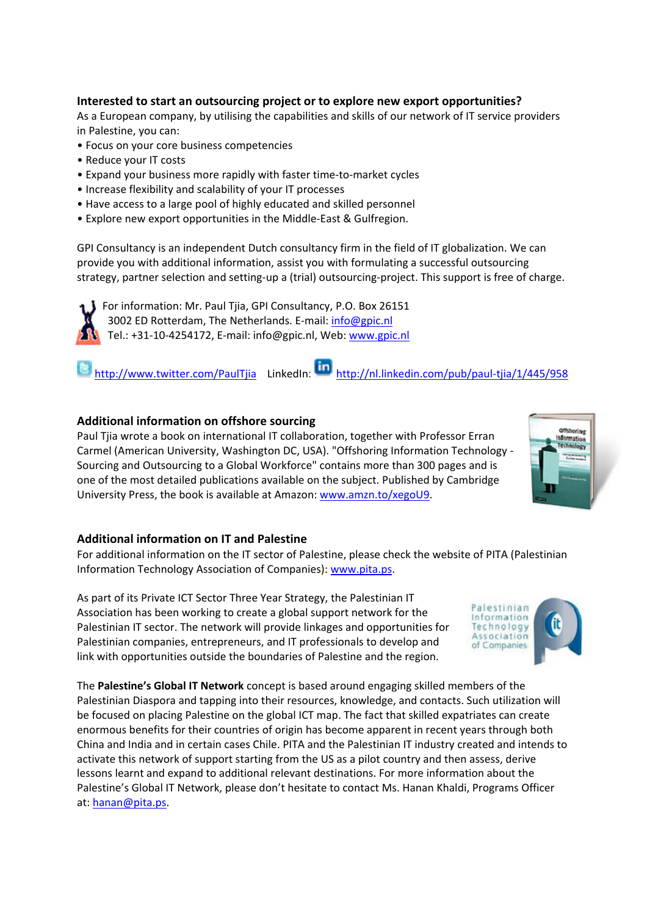**Interested to start an outsourcing project or to explore new export opportunities?**

As a European company, by utilising the capabilities and skills of our network of IT service providers in Palestine, you can:

- Focus on your core business competencies
- Reduce your IT costs
- Expand your business more rapidly with faster time-to-market cycles
- Increase flexibility and scalability of your IT processes
- Have access to a large pool of highly educated and skilled personnel
- Explore new export opportunities in the Middle-East & Gulfregion.

GPI Consultancy is an independent Dutch consultancy firm in the field of IT globalization. We can provide you with additional information, assist you with formulating a successful outsourcing strategy, partner selection and setting-up a (trial) outsourcing-project. This support is free of charge.

For information: Mr. Paul Tjia, GPI Consultancy, P.O. Box 26151
3002 ED Rotterdam, The Netherlands. E-mail: info@gpic.nl
Tel.: +31-10-4254172, E-mail: info@gpic.nl, Web: www.gpic.nl

http://www.twitter.com/PaulTjia LinkedIn: http://nl.linkedin.com/pub/paul-tjia/1/445/958

## Additional information on offshore sourcing

Paul Tjia wrote a book on international IT collaboration, together with Professor Erran Carmel (American University, Washington DC, USA). "Offshoring Information Technology - Sourcing and Outsourcing to a Global Workforce" contains more than 300 pages and is one of the most detailed publications available on the subject. Published by Cambridge University Press, the book is available at Amazon: www.amzn.to/xegoU9.

## Additional information on IT and Palestine

For additional information on the IT sector of Palestine, please check the website of PITA (Palestinian Information Technology Association of Companies): www.pita.ps.

As part of its Private ICT Sector Three Year Strategy, the Palestinian IT Association has been working to create a global support network for the Palestinian IT sector. The network will provide linkages and opportunities for Palestinian companies, entrepreneurs, and IT professionals to develop and link with opportunities outside the boundaries of Palestine and the region.

The **Palestine's Global IT Network** concept is based around engaging skilled members of the Palestinian Diaspora and tapping into their resources, knowledge, and contacts. Such utilization will be focused on placing Palestine on the global ICT map. The fact that skilled expatriates can create enormous benefits for their countries of origin has become apparent in recent years through both China and India and in certain cases Chile. PITA and the Palestinian IT industry created and intends to activate this network of support starting from the US as a pilot country and then assess, derive lessons learnt and expand to additional relevant destinations. For more information about the Palestine's Global IT Network, please don't hesitate to contact Ms. Hanan Khaldi, Programs Officer at: hanan@pita.ps.